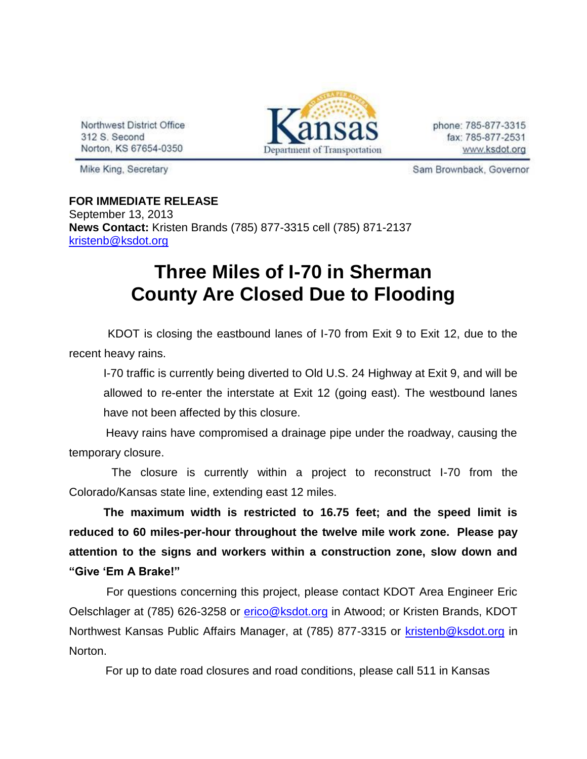Northwest District Office
312 S. Second
Norton, KS 67654-0350

Kansas
Department of Transportation

phone: 785-877-3315
fax: 785-877-2531
www.ksdot.org

Mike King, Secretary

Sam Brownback, Governor

**FOR IMMEDIATE RELEASE**
September 13, 2013
**News Contact:** Kristen Brands (785) 877-3315 cell (785) 871-2137
kristenb@ksdot.org

# Three Miles of I-70 in Sherman County Are Closed Due to Flooding

KDOT is closing the eastbound lanes of I-70 from Exit 9 to Exit 12, due to the recent heavy rains.

I-70 traffic is currently being diverted to Old U.S. 24 Highway at Exit 9, and will be allowed to re-enter the interstate at Exit 12 (going east). The westbound lanes have not been affected by this closure.

Heavy rains have compromised a drainage pipe under the roadway, causing the temporary closure.

The closure is currently within a project to reconstruct I-70 from the Colorado/Kansas state line, extending east 12 miles.

**The maximum width is restricted to 16.75 feet; and the speed limit is reduced to 60 miles-per-hour throughout the twelve mile work zone. Please pay attention to the signs and workers within a construction zone, slow down and "Give 'Em A Brake!"**

For questions concerning this project, please contact KDOT Area Engineer Eric Oelschlager at (785) 626-3258 or erico@ksdot.org in Atwood; or Kristen Brands, KDOT Northwest Kansas Public Affairs Manager, at (785) 877-3315 or kristenb@ksdot.org in Norton.

For up to date road closures and road conditions, please call 511 in Kansas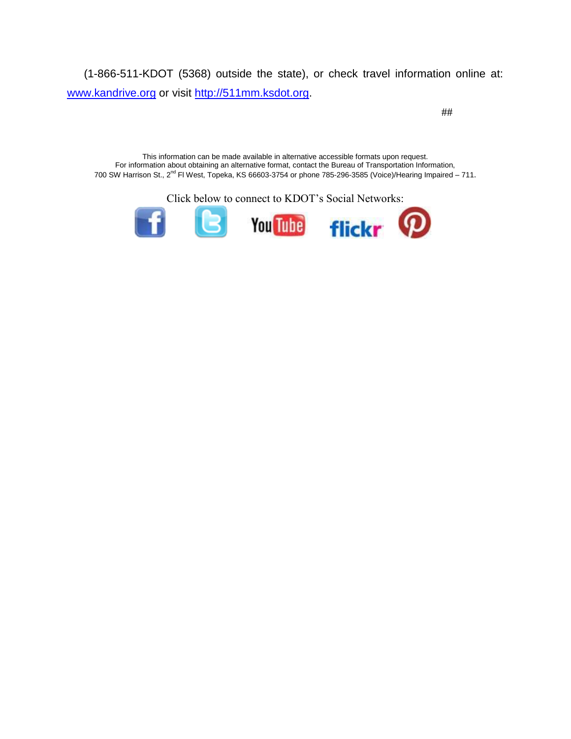(1-866-511-KDOT (5368) outside the state), or check travel information online at: www.kandrive.org or visit http://511mm.ksdot.org.

##

This information can be made available in alternative accessible formats upon request.
For information about obtaining an alternative format, contact the Bureau of Transportation Information,
700 SW Harrison St., 2nd Fl West, Topeka, KS 66603-3754 or phone 785-296-3585 (Voice)/Hearing Impaired – 711.

Click below to connect to KDOT's Social Networks: